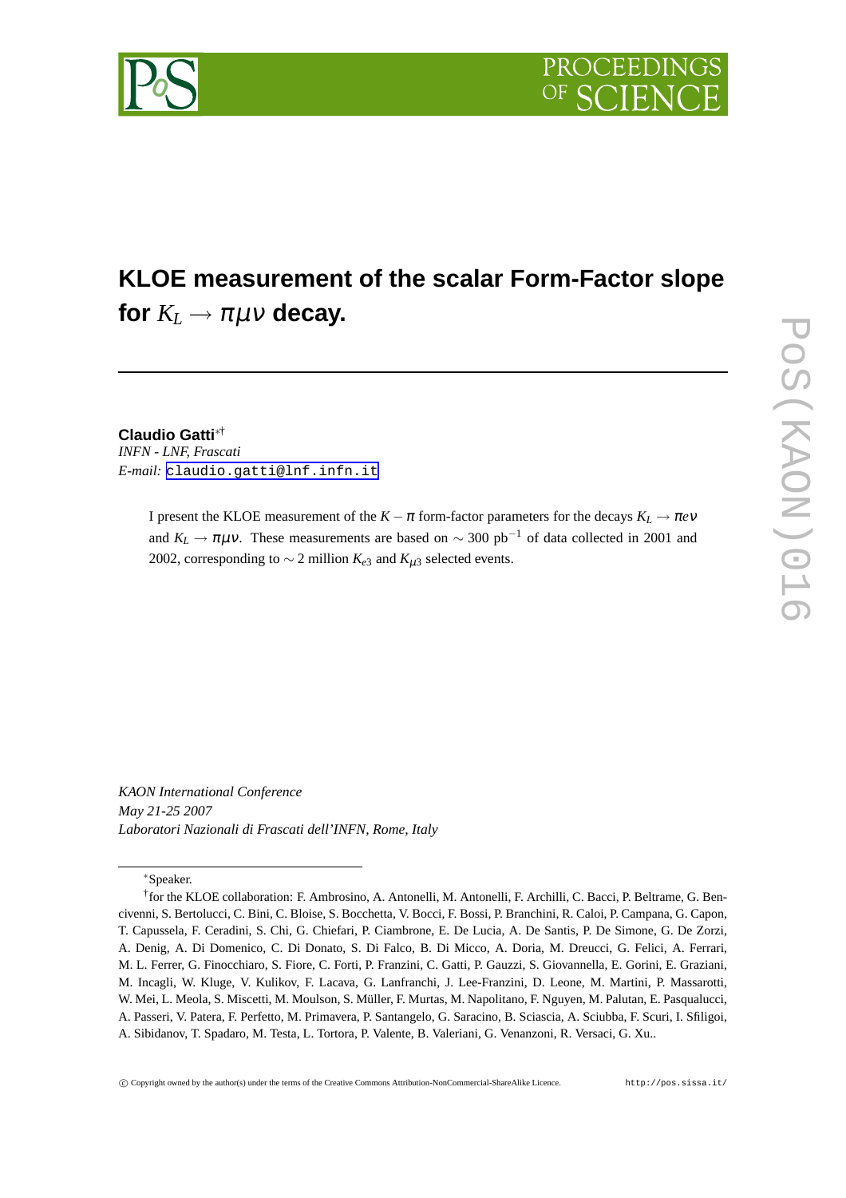# KLOE measurement of the scalar Form-Factor slope for $K_L \to \pi\mu\nu$ decay.

**Claudio Gatti**[*†]
*INFN - LNF, Frascati*
*E-mail:* claudio.gatti@lnf.infn.it

I present the KLOE measurement of the $K-\pi$ form-factor parameters for the decays $K_L \to \pi e\nu$ and $K_L \to \pi\mu\nu$. These measurements are based on $\sim 300$ pb$^{-1}$ of data collected in 2001 and 2002, corresponding to $\sim 2$ million $K_{e3}$ and $K_{\mu 3}$ selected events.

*KAON International Conference*
*May 21-25 2007*
*Laboratori Nazionali di Frascati dell'INFN, Rome, Italy*

---

[*] Speaker.

[†] for the KLOE collaboration: F. Ambrosino, A. Antonelli, M. Antonelli, F. Archilli, C. Bacci, P. Beltrame, G. Bencivenni, S. Bertolucci, C. Bini, C. Bloise, S. Bocchetta, V. Bocci, F. Bossi, P. Branchini, R. Caloi, P. Campana, G. Capon, T. Capussela, F. Ceradini, S. Chi, G. Chiefari, P. Ciambrone, E. De Lucia, A. De Santis, P. De Simone, G. De Zorzi, A. Denig, A. Di Domenico, C. Di Donato, S. Di Falco, B. Di Micco, A. Doria, M. Dreucci, G. Felici, A. Ferrari, M. L. Ferrer, G. Finocchiaro, S. Fiore, C. Forti, P. Franzini, C. Gatti, P. Gauzzi, S. Giovannella, E. Gorini, E. Graziani, M. Incagli, W. Kluge, V. Kulikov, F. Lacava, G. Lanfranchi, J. Lee-Franzini, D. Leone, M. Martini, P. Massarotti, W. Mei, L. Meola, S. Miscetti, M. Moulson, S. Müller, F. Murtas, M. Napolitano, F. Nguyen, M. Palutan, E. Pasqualucci, A. Passeri, V. Patera, F. Perfetto, M. Primavera, P. Santangelo, G. Saracino, B. Sciascia, A. Sciubba, F. Scuri, I. Sfiligoi, A. Sibidanov, T. Spadaro, M. Testa, L. Tortora, P. Valente, B. Valeriani, G. Venanzoni, R. Versaci, G. Xu..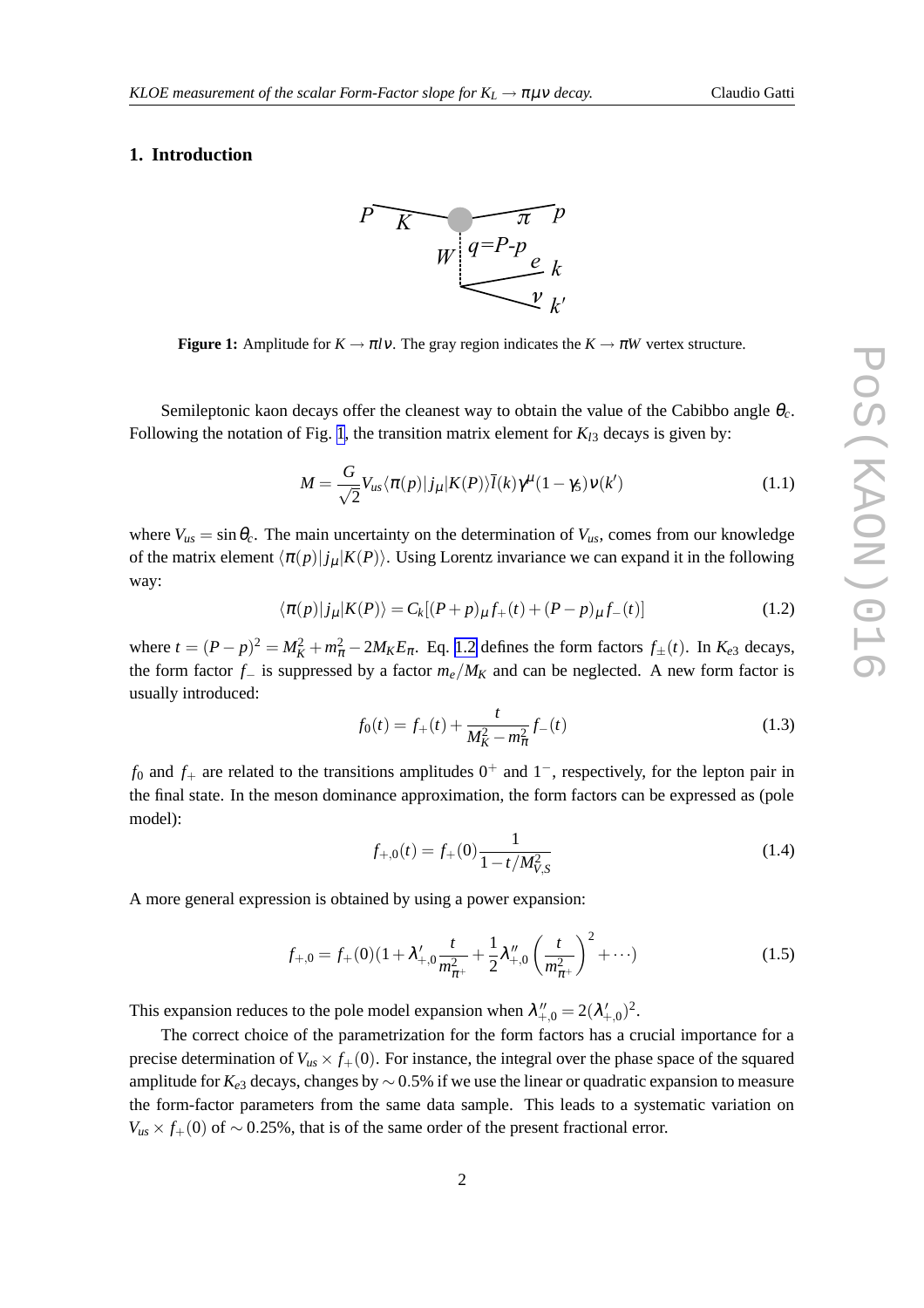## 1. Introduction

**Figure 1:** Amplitude for $K \to \pi l \nu$. The gray region indicates the $K \to \pi W$ vertex structure.

Semileptonic kaon decays offer the cleanest way to obtain the value of the Cabibbo angle $\theta_c$. Following the notation of Fig. 1, the transition matrix element for $K_{l3}$ decays is given by:

$$M = \frac{G}{\sqrt{2}} V_{us} \langle \pi(p) | j_\mu | K(P) \rangle \bar{l}(k) \gamma^\mu (1 - \gamma_5) \nu(k') \tag{1.1}$$

where $V_{us} = \sin\theta_c$. The main uncertainty on the determination of $V_{us}$, comes from our knowledge of the matrix element $\langle \pi(p) | j_\mu | K(P) \rangle$. Using Lorentz invariance we can expand it in the following way:

$$\langle \pi(p) | j_\mu | K(P) \rangle = C_k [(P+p)_\mu f_+(t) + (P-p)_\mu f_-(t)] \tag{1.2}$$

where $t = (P-p)^2 = M_K^2 + m_\pi^2 - 2M_K E_\pi$. Eq. 1.2 defines the form factors $f_\pm(t)$. In $K_{e3}$ decays, the form factor $f_-$ is suppressed by a factor $m_e/M_K$ and can be neglected. A new form factor is usually introduced:

$$f_0(t) = f_+(t) + \frac{t}{M_K^2 - m_\pi^2} f_-(t) \tag{1.3}$$

$f_0$ and $f_+$ are related to the transitions amplitudes $0^+$ and $1^-$, respectively, for the lepton pair in the final state. In the meson dominance approximation, the form factors can be expressed as (pole model):

$$f_{+,0}(t) = f_+(0) \frac{1}{1 - t/M_{V,S}^2} \tag{1.4}$$

A more general expression is obtained by using a power expansion:

$$f_{+,0} = f_+(0)(1 + \lambda'_{+,0} \frac{t}{m_{\pi^+}^2} + \frac{1}{2} \lambda''_{+,0} \left( \frac{t}{m_{\pi^+}^2} \right)^2 + \cdots) \tag{1.5}$$

This expansion reduces to the pole model expansion when $\lambda''_{+,0} = 2(\lambda'_{+,0})^2$.

The correct choice of the parametrization for the form factors has a crucial importance for a precise determination of $V_{us} \times f_+(0)$. For instance, the integral over the phase space of the squared amplitude for $K_{e3}$ decays, changes by $\sim 0.5\%$ if we use the linear or quadratic expansion to measure the form-factor parameters from the same data sample. This leads to a systematic variation on $V_{us} \times f_+(0)$ of $\sim 0.25\%$, that is of the same order of the present fractional error.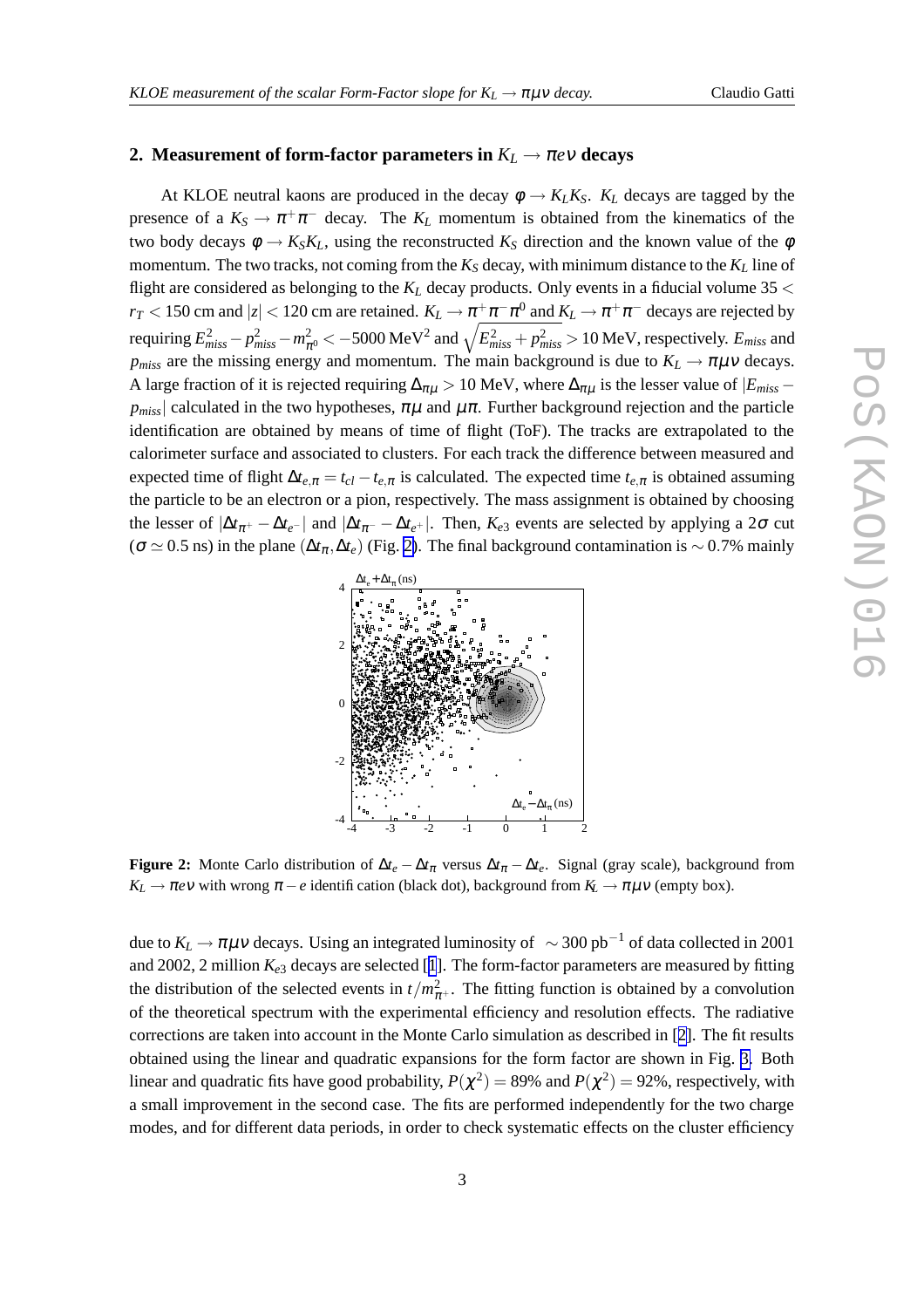## 2. Measurement of form-factor parameters in $K_L \to \pi e \nu$ decays

At KLOE neutral kaons are produced in the decay $\phi \to K_L K_S$. $K_L$ decays are tagged by the presence of a $K_S \to \pi^+\pi^-$ decay. The $K_L$ momentum is obtained from the kinematics of the two body decays $\phi \to K_S K_L$, using the reconstructed $K_S$ direction and the known value of the $\phi$ momentum. The two tracks, not coming from the $K_S$ decay, with minimum distance to the $K_L$ line of flight are considered as belonging to the $K_L$ decay products. Only events in a fiducial volume $35 < r_T < 150$ cm and $|z| < 120$ cm are retained. $K_L \to \pi^+\pi^-\pi^0$ and $K_L \to \pi^+\pi^-$ decays are rejected by requiring $E^2_{miss} - p^2_{miss} - m^2_{\pi^0} < -5000\ \text{MeV}^2$ and $\sqrt{E^2_{miss} + p^2_{miss}} > 10$ MeV, respectively. $E_{miss}$ and $p_{miss}$ are the missing energy and momentum. The main background is due to $K_L \to \pi\mu\nu$ decays. A large fraction of it is rejected requiring $\Delta_{\pi\mu} > 10$ MeV, where $\Delta_{\pi\mu}$ is the lesser value of $|E_{miss} - p_{miss}|$ calculated in the two hypotheses, $\pi\mu$ and $\mu\pi$. Further background rejection and the particle identification are obtained by means of time of flight (ToF). The tracks are extrapolated to the calorimeter surface and associated to clusters. For each track the difference between measured and expected time of flight $\Delta t_{e,\pi} = t_{cl} - t_{e,\pi}$ is calculated. The expected time $t_{e,\pi}$ is obtained assuming the particle to be an electron or a pion, respectively. The mass assignment is obtained by choosing the lesser of $|\Delta t_{\pi^+} - \Delta t_{e^-}|$ and $|\Delta t_{\pi^-} - \Delta t_{e^+}|$. Then, $K_{e3}$ events are selected by applying a $2\sigma$ cut ($\sigma \simeq 0.5$ ns) in the plane $(\Delta t_\pi, \Delta t_e)$ (Fig. 2). The final background contamination is $\sim 0.7\%$ mainly due to $K_L \to \pi\mu\nu$ decays. Using an integrated luminosity of $\sim 300\ \text{pb}^{-1}$ of data collected in 2001 and 2002, 2 million $K_{e3}$ decays are selected [1]. The form-factor parameters are measured by fitting the distribution of the selected events in $t/m^2_{\pi^+}$. The fitting function is obtained by a convolution of the theoretical spectrum with the experimental efficiency and resolution effects. The radiative corrections are taken into account in the Monte Carlo simulation as described in [2]. The fit results obtained using the linear and quadratic expansions for the form factor are shown in Fig. 3. Both linear and quadratic fits have good probability, $P(\chi^2) = 89\%$ and $P(\chi^2) = 92\%$, respectively, with a small improvement in the second case. The fits are performed independently for the two charge modes, and for different data periods, in order to check systematic effects on the cluster efficiency

**Figure 2:** Monte Carlo distribution of $\Delta t_e - \Delta t_\pi$ versus $\Delta t_\pi - \Delta t_e$. Signal (gray scale), background from $K_L \to \pi e \nu$ with wrong $\pi - e$ identification (black dot), background from $K_L \to \pi\mu\nu$ (empty box).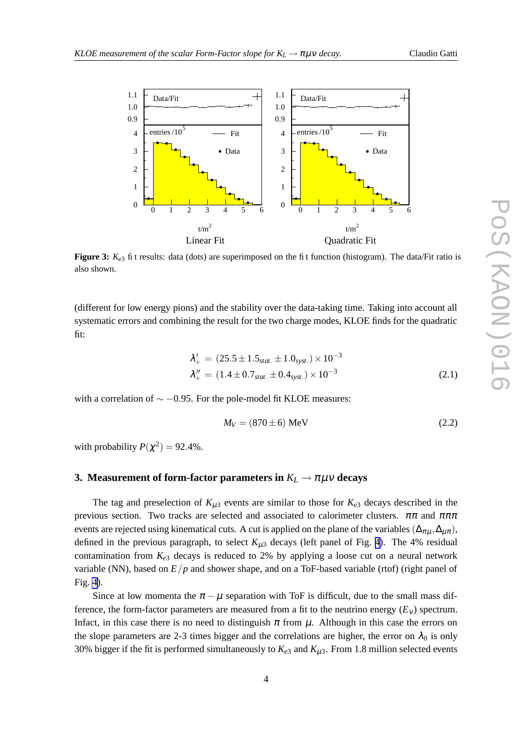**Figure 3:** $K_{e3}$ fit results: data (dots) are superimposed on the fit function (histogram). The data/Fit ratio is also shown.

(different for low energy pions) and the stability over the data-taking time. Taking into account all systematic errors and combining the result for the two charge modes, KLOE finds for the quadratic fit:

$$
\begin{aligned}
\lambda'_{+} &= (25.5 \pm 1.5_{stat.} \pm 1.0_{syst.}) \times 10^{-3} \\
\lambda''_{+} &= (1.4 \pm 0.7_{stat.} \pm 0.4_{syst.}) \times 10^{-3}
\end{aligned}
\tag{2.1}
$$

with a correlation of $\sim -0.95$. For the pole-model fit KLOE measures:

$$
M_V = (870 \pm 6) \text{ MeV} \tag{2.2}
$$

with probability $P(\chi^2) = 92.4\%$.

## 3. Measurement of form-factor parameters in $K_L \to \pi\mu\nu$ decays

The tag and preselection of $K_{\mu 3}$ events are similar to those for $K_{e3}$ decays described in the previous section. Two tracks are selected and associated to calorimeter clusters. $\pi\pi$ and $\pi\pi\pi$ events are rejected using kinematical cuts. A cut is applied on the plane of the variables $(\Delta_{\pi\mu}, \Delta_{\mu\pi})$, defined in the previous paragraph, to select $K_{\mu 3}$ decays (left panel of Fig. 4). The 4% residual contamination from $K_{e3}$ decays is reduced to 2% by applying a loose cut on a neural network variable (NN), based on $E/p$ and shower shape, and on a ToF-based variable (rtof) (right panel of Fig. 4).

Since at low momenta the $\pi - \mu$ separation with ToF is difficult, due to the small mass difference, the form-factor parameters are measured from a fit to the neutrino energy ($E_\nu$) spectrum. Infact, in this case there is no need to distinguish $\pi$ from $\mu$. Although in this case the errors on the slope parameters are 2-3 times bigger and the correlations are higher, the error on $\lambda_0$ is only 30% bigger if the fit is performed simultaneously to $K_{e3}$ and $K_{\mu 3}$. From 1.8 million selected events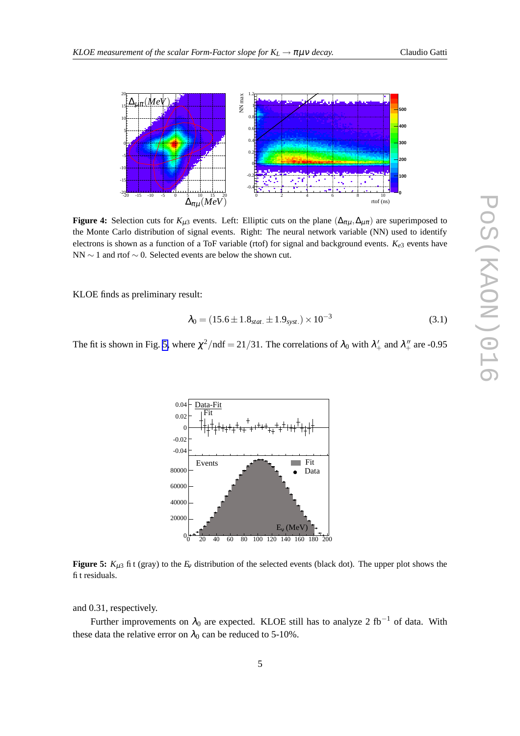**Figure 4:** Selection cuts for $K_{\mu 3}$ events. Left: Elliptic cuts on the plane $(\Delta_{\pi\mu}, \Delta_{\mu\pi})$ are superimposed to the Monte Carlo distribution of signal events. Right: The neural network variable (NN) used to identify electrons is shown as a function of a ToF variable (rtof) for signal and background events. $K_{e3}$ events have NN $\sim 1$ and rtof $\sim 0$. Selected events are below the shown cut.

KLOE finds as preliminary result:

$$\lambda_0 = (15.6 \pm 1.8_{stat.} \pm 1.9_{syst.}) \times 10^{-3} \tag{3.1}$$

The fit is shown in Fig. 5, where $\chi^2/\text{ndf} = 21/31$. The correlations of $\lambda_0$ with $\lambda'_+$ and $\lambda''_+$ are -0.95 and 0.31, respectively.

**Figure 5:** $K_{\mu 3}$ fit (gray) to the $E_\nu$ distribution of the selected events (black dot). The upper plot shows the fit residuals.

Further improvements on $\lambda_0$ are expected. KLOE still has to analyze 2 fb$^{-1}$ of data. With these data the relative error on $\lambda_0$ can be reduced to 5-10%.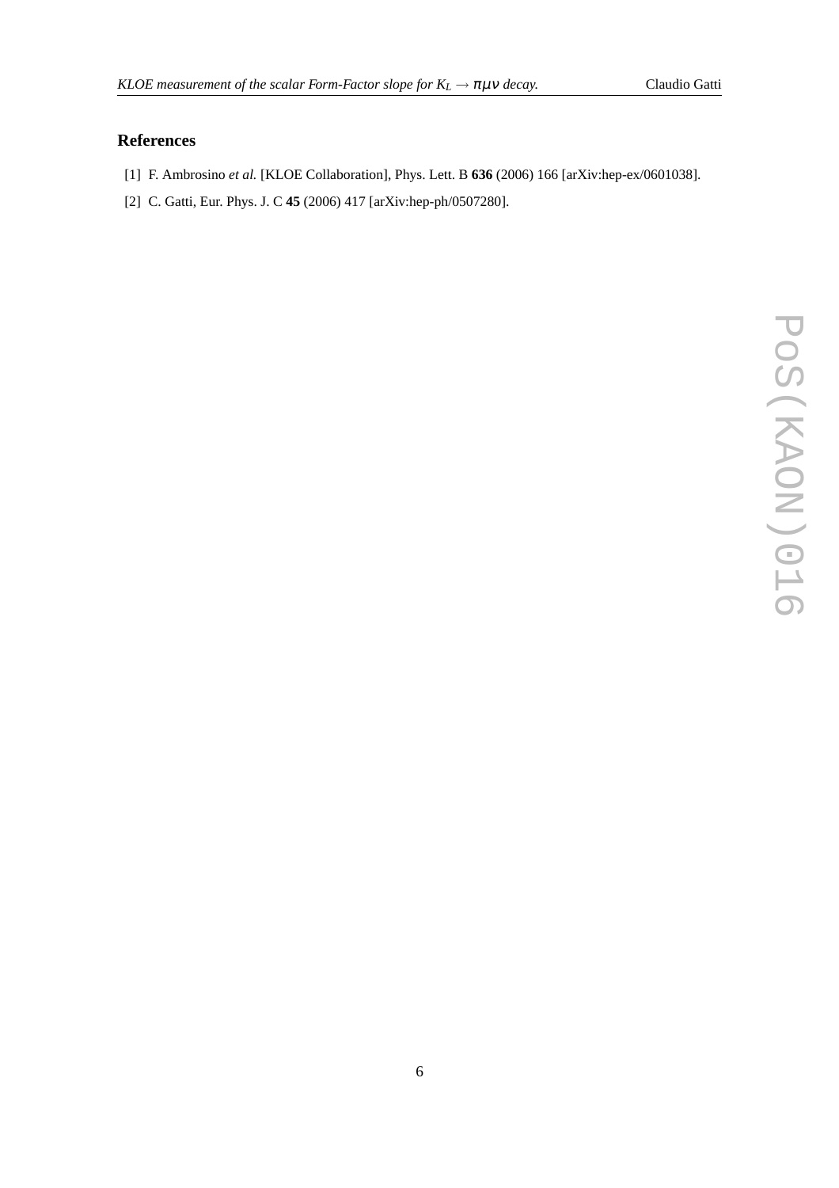## References

[1] F. Ambrosino *et al.* [KLOE Collaboration], Phys. Lett. B **636** (2006) 166 [arXiv:hep-ex/0601038].

[2] C. Gatti, Eur. Phys. J. C **45** (2006) 417 [arXiv:hep-ph/0507280].